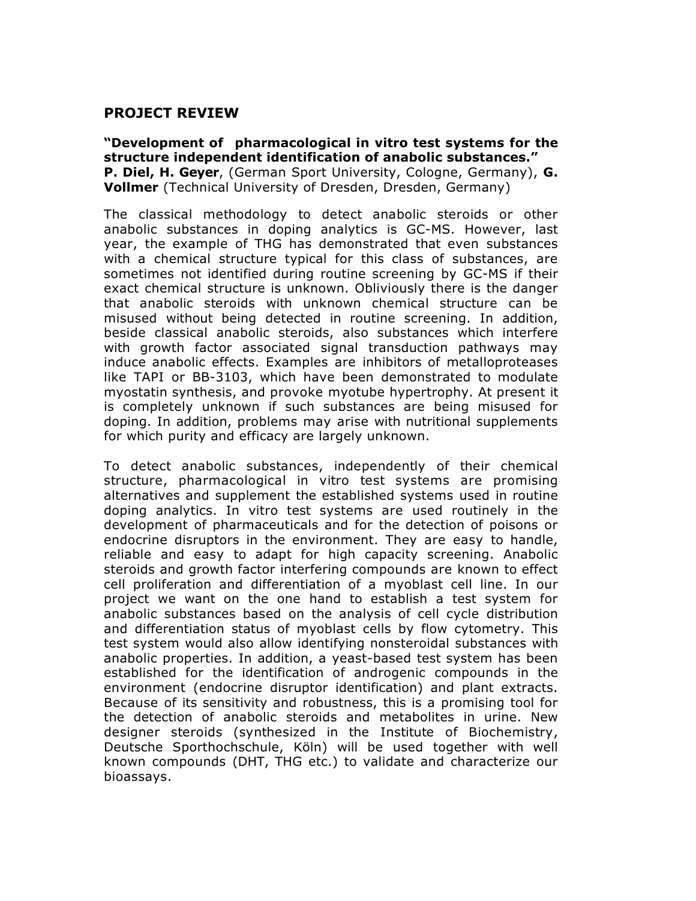## PROJECT REVIEW

**"Development of pharmacological in vitro test systems for the structure independent identification of anabolic substances."**
**P. Diel, H. Geyer**, (German Sport University, Cologne, Germany), **G. Vollmer** (Technical University of Dresden, Dresden, Germany)

The classical methodology to detect anabolic steroids or other anabolic substances in doping analytics is GC-MS. However, last year, the example of THG has demonstrated that even substances with a chemical structure typical for this class of substances, are sometimes not identified during routine screening by GC-MS if their exact chemical structure is unknown. Obliviously there is the danger that anabolic steroids with unknown chemical structure can be misused without being detected in routine screening. In addition, beside classical anabolic steroids, also substances which interfere with growth factor associated signal transduction pathways may induce anabolic effects. Examples are inhibitors of metalloproteases like TAPI or BB-3103, which have been demonstrated to modulate myostatin synthesis, and provoke myotube hypertrophy. At present it is completely unknown if such substances are being misused for doping. In addition, problems may arise with nutritional supplements for which purity and efficacy are largely unknown.

To detect anabolic substances, independently of their chemical structure, pharmacological in vitro test systems are promising alternatives and supplement the established systems used in routine doping analytics. In vitro test systems are used routinely in the development of pharmaceuticals and for the detection of poisons or endocrine disruptors in the environment. They are easy to handle, reliable and easy to adapt for high capacity screening. Anabolic steroids and growth factor interfering compounds are known to effect cell proliferation and differentiation of a myoblast cell line. In our project we want on the one hand to establish a test system for anabolic substances based on the analysis of cell cycle distribution and differentiation status of myoblast cells by flow cytometry. This test system would also allow identifying nonsteroidal substances with anabolic properties. In addition, a yeast-based test system has been established for the identification of androgenic compounds in the environment (endocrine disruptor identification) and plant extracts. Because of its sensitivity and robustness, this is a promising tool for the detection of anabolic steroids and metabolites in urine. New designer steroids (synthesized in the Institute of Biochemistry, Deutsche Sporthochschule, Köln) will be used together with well known compounds (DHT, THG etc.) to validate and characterize our bioassays.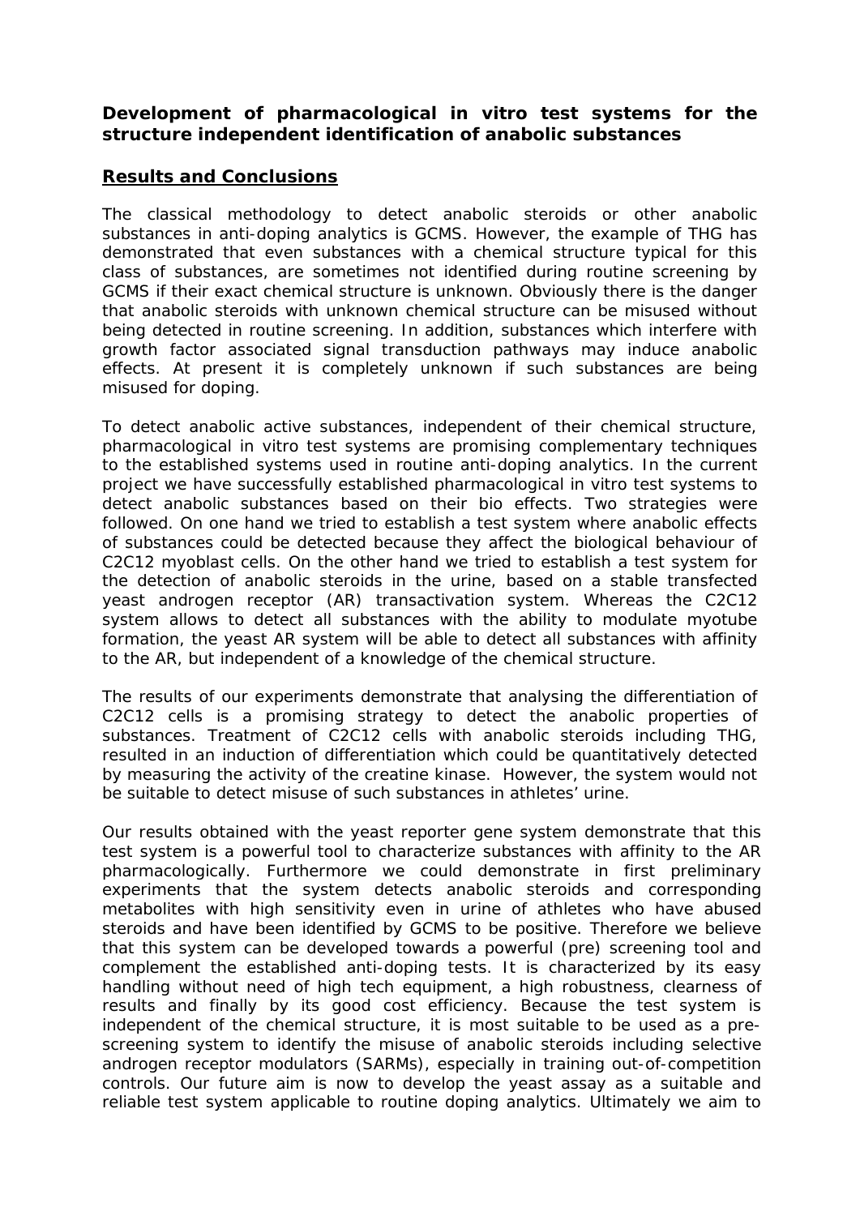**Development of pharmacological in vitro test systems for the structure independent identification of anabolic substances**

## Results and Conclusions

The classical methodology to detect anabolic steroids or other anabolic substances in anti-doping analytics is GCMS. However, the example of THG has demonstrated that even substances with a chemical structure typical for this class of substances, are sometimes not identified during routine screening by GCMS if their exact chemical structure is unknown. Obviously there is the danger that anabolic steroids with unknown chemical structure can be misused without being detected in routine screening. In addition, substances which interfere with growth factor associated signal transduction pathways may induce anabolic effects. At present it is completely unknown if such substances are being misused for doping.

To detect anabolic active substances, independent of their chemical structure, pharmacological in vitro test systems are promising complementary techniques to the established systems used in routine anti-doping analytics. In the current project we have successfully established pharmacological in vitro test systems to detect anabolic substances based on their bio effects. Two strategies were followed. On one hand we tried to establish a test system where anabolic effects of substances could be detected because they affect the biological behaviour of C2C12 myoblast cells. On the other hand we tried to establish a test system for the detection of anabolic steroids in the urine, based on a stable transfected yeast androgen receptor (AR) transactivation system. Whereas the C2C12 system allows to detect all substances with the ability to modulate myotube formation, the yeast AR system will be able to detect all substances with affinity to the AR, but independent of a knowledge of the chemical structure.

The results of our experiments demonstrate that analysing the differentiation of C2C12 cells is a promising strategy to detect the anabolic properties of substances. Treatment of C2C12 cells with anabolic steroids including THG, resulted in an induction of differentiation which could be quantitatively detected by measuring the activity of the creatine kinase. However, the system would not be suitable to detect misuse of such substances in athletes' urine.

Our results obtained with the yeast reporter gene system demonstrate that this test system is a powerful tool to characterize substances with affinity to the AR pharmacologically. Furthermore we could demonstrate in first preliminary experiments that the system detects anabolic steroids and corresponding metabolites with high sensitivity even in urine of athletes who have abused steroids and have been identified by GCMS to be positive. Therefore we believe that this system can be developed towards a powerful (pre) screening tool and complement the established anti-doping tests. It is characterized by its easy handling without need of high tech equipment, a high robustness, clearness of results and finally by its good cost efficiency. Because the test system is independent of the chemical structure, it is most suitable to be used as a pre-screening system to identify the misuse of anabolic steroids including selective androgen receptor modulators (SARMs), especially in training out-of-competition controls. Our future aim is now to develop the yeast assay as a suitable and reliable test system applicable to routine doping analytics. Ultimately we aim to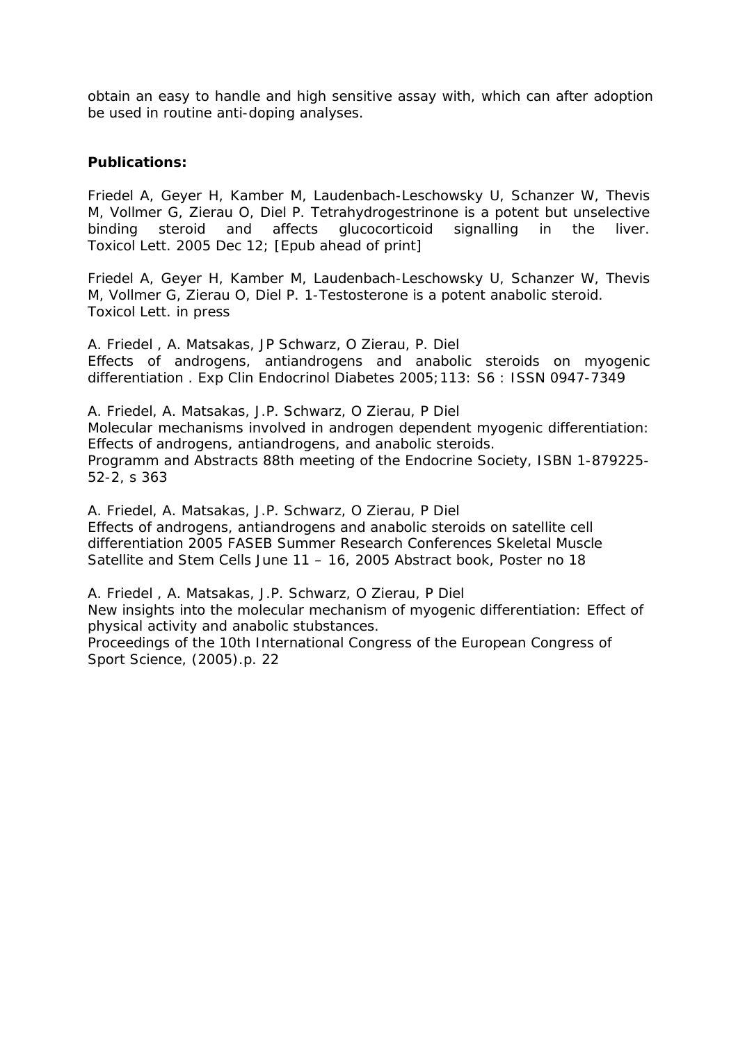obtain an easy to handle and high sensitive assay with, which can after adoption be used in routine anti-doping analyses.

**Publications:**

Friedel A, Geyer H, Kamber M, Laudenbach-Leschowsky U, Schanzer W, Thevis M, Vollmer G, Zierau O, Diel P. Tetrahydrogestrinone is a potent but unselective binding steroid and affects glucocorticoid signalling in the liver. Toxicol Lett. 2005 Dec 12; [Epub ahead of print]

Friedel A, Geyer H, Kamber M, Laudenbach-Leschowsky U, Schanzer W, Thevis M, Vollmer G, Zierau O, Diel P. 1-Testosterone is a potent anabolic steroid. Toxicol Lett. in press

A. Friedel , A. Matsakas, JP Schwarz, O Zierau, P. Diel
Effects of androgens, antiandrogens and anabolic steroids on myogenic differentiation . Exp Clin Endocrinol Diabetes 2005;113: S6 : ISSN 0947-7349

A. Friedel, A. Matsakas, J.P. Schwarz, O Zierau, P Diel
Molecular mechanisms involved in androgen dependent myogenic differentiation: Effects of androgens, antiandrogens, and anabolic steroids.
Programm and Abstracts 88th meeting of the Endocrine Society, ISBN 1-879225-52-2, s 363

A. Friedel, A. Matsakas, J.P. Schwarz, O Zierau, P Diel
Effects of androgens, antiandrogens and anabolic steroids on satellite cell differentiation 2005 FASEB Summer Research Conferences Skeletal Muscle Satellite and Stem Cells June 11 – 16, 2005 Abstract book, Poster no 18

A. Friedel , A. Matsakas, J.P. Schwarz, O Zierau, P Diel
New insights into the molecular mechanism of myogenic differentiation: Effect of physical activity and anabolic stubstances.
Proceedings of the 10th International Congress of the European Congress of Sport Science, (2005).p. 22